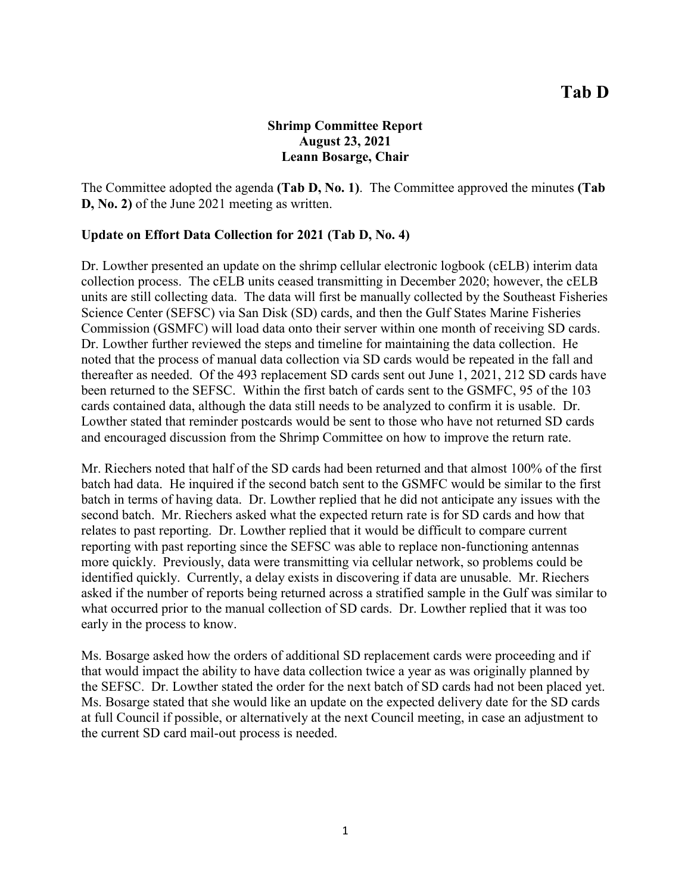# Tab D

**Shrimp Committee Report**
**August 23, 2021**
**Leann Bosarge, Chair**

The Committee adopted the agenda **(Tab D, No. 1)**. The Committee approved the minutes **(Tab D, No. 2)** of the June 2021 meeting as written.

**Update on Effort Data Collection for 2021 (Tab D, No. 4)**

Dr. Lowther presented an update on the shrimp cellular electronic logbook (cELB) interim data collection process. The cELB units ceased transmitting in December 2020; however, the cELB units are still collecting data. The data will first be manually collected by the Southeast Fisheries Science Center (SEFSC) via San Disk (SD) cards, and then the Gulf States Marine Fisheries Commission (GSMFC) will load data onto their server within one month of receiving SD cards. Dr. Lowther further reviewed the steps and timeline for maintaining the data collection. He noted that the process of manual data collection via SD cards would be repeated in the fall and thereafter as needed. Of the 493 replacement SD cards sent out June 1, 2021, 212 SD cards have been returned to the SEFSC. Within the first batch of cards sent to the GSMFC, 95 of the 103 cards contained data, although the data still needs to be analyzed to confirm it is usable. Dr. Lowther stated that reminder postcards would be sent to those who have not returned SD cards and encouraged discussion from the Shrimp Committee on how to improve the return rate.

Mr. Riechers noted that half of the SD cards had been returned and that almost 100% of the first batch had data. He inquired if the second batch sent to the GSMFC would be similar to the first batch in terms of having data. Dr. Lowther replied that he did not anticipate any issues with the second batch. Mr. Riechers asked what the expected return rate is for SD cards and how that relates to past reporting. Dr. Lowther replied that it would be difficult to compare current reporting with past reporting since the SEFSC was able to replace non-functioning antennas more quickly. Previously, data were transmitting via cellular network, so problems could be identified quickly. Currently, a delay exists in discovering if data are unusable. Mr. Riechers asked if the number of reports being returned across a stratified sample in the Gulf was similar to what occurred prior to the manual collection of SD cards. Dr. Lowther replied that it was too early in the process to know.

Ms. Bosarge asked how the orders of additional SD replacement cards were proceeding and if that would impact the ability to have data collection twice a year as was originally planned by the SEFSC. Dr. Lowther stated the order for the next batch of SD cards had not been placed yet. Ms. Bosarge stated that she would like an update on the expected delivery date for the SD cards at full Council if possible, or alternatively at the next Council meeting, in case an adjustment to the current SD card mail-out process is needed.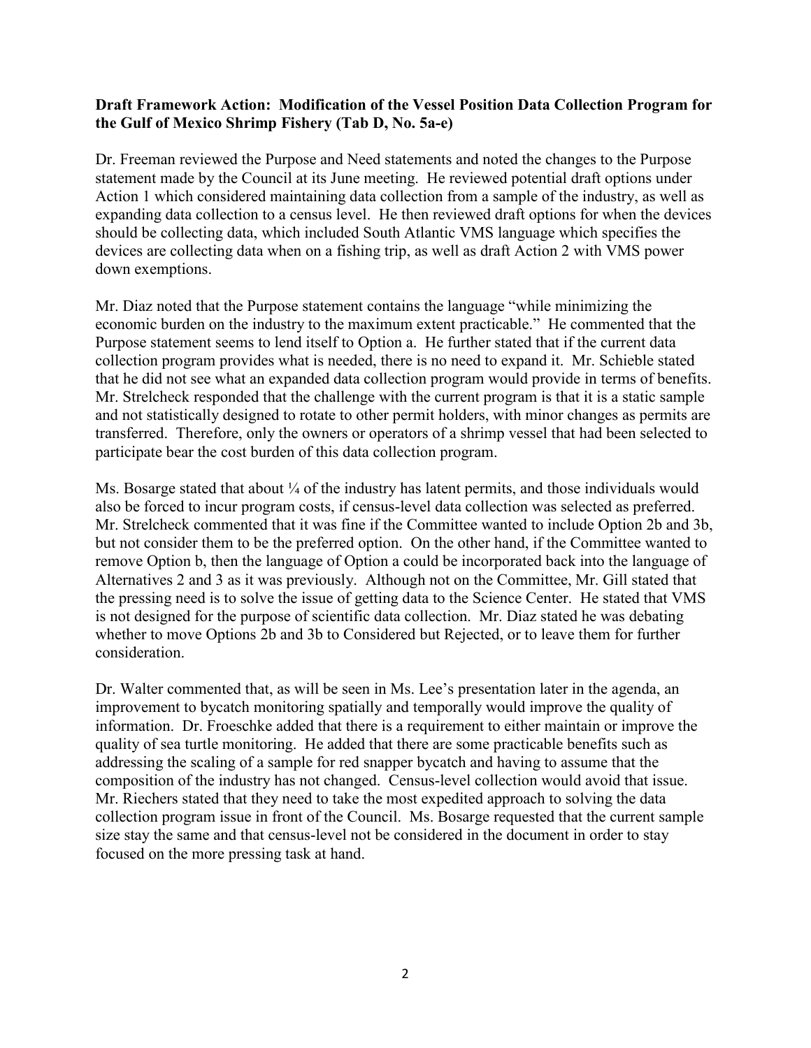**Draft Framework Action: Modification of the Vessel Position Data Collection Program for the Gulf of Mexico Shrimp Fishery (Tab D, No. 5a-e)**

Dr. Freeman reviewed the Purpose and Need statements and noted the changes to the Purpose statement made by the Council at its June meeting. He reviewed potential draft options under Action 1 which considered maintaining data collection from a sample of the industry, as well as expanding data collection to a census level. He then reviewed draft options for when the devices should be collecting data, which included South Atlantic VMS language which specifies the devices are collecting data when on a fishing trip, as well as draft Action 2 with VMS power down exemptions.

Mr. Diaz noted that the Purpose statement contains the language "while minimizing the economic burden on the industry to the maximum extent practicable." He commented that the Purpose statement seems to lend itself to Option a. He further stated that if the current data collection program provides what is needed, there is no need to expand it. Mr. Schieble stated that he did not see what an expanded data collection program would provide in terms of benefits. Mr. Strelcheck responded that the challenge with the current program is that it is a static sample and not statistically designed to rotate to other permit holders, with minor changes as permits are transferred. Therefore, only the owners or operators of a shrimp vessel that had been selected to participate bear the cost burden of this data collection program.

Ms. Bosarge stated that about ¼ of the industry has latent permits, and those individuals would also be forced to incur program costs, if census-level data collection was selected as preferred. Mr. Strelcheck commented that it was fine if the Committee wanted to include Option 2b and 3b, but not consider them to be the preferred option. On the other hand, if the Committee wanted to remove Option b, then the language of Option a could be incorporated back into the language of Alternatives 2 and 3 as it was previously. Although not on the Committee, Mr. Gill stated that the pressing need is to solve the issue of getting data to the Science Center. He stated that VMS is not designed for the purpose of scientific data collection. Mr. Diaz stated he was debating whether to move Options 2b and 3b to Considered but Rejected, or to leave them for further consideration.

Dr. Walter commented that, as will be seen in Ms. Lee's presentation later in the agenda, an improvement to bycatch monitoring spatially and temporally would improve the quality of information. Dr. Froeschke added that there is a requirement to either maintain or improve the quality of sea turtle monitoring. He added that there are some practicable benefits such as addressing the scaling of a sample for red snapper bycatch and having to assume that the composition of the industry has not changed. Census-level collection would avoid that issue. Mr. Riechers stated that they need to take the most expedited approach to solving the data collection program issue in front of the Council. Ms. Bosarge requested that the current sample size stay the same and that census-level not be considered in the document in order to stay focused on the more pressing task at hand.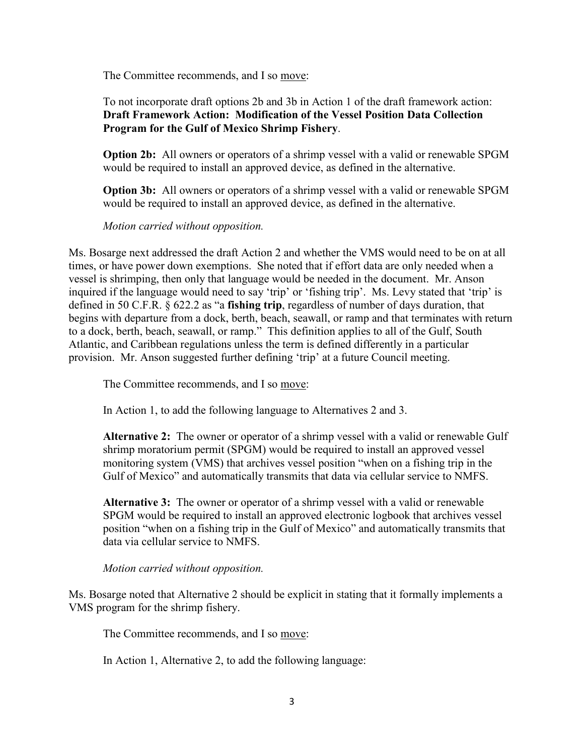The Committee recommends, and I so <u>move</u>:

> To not incorporate draft options 2b and 3b in Action 1 of the draft framework action: **Draft Framework Action: Modification of the Vessel Position Data Collection Program for the Gulf of Mexico Shrimp Fishery**.
>
> **Option 2b:** All owners or operators of a shrimp vessel with a valid or renewable SPGM would be required to install an approved device, as defined in the alternative.
>
> **Option 3b:** All owners or operators of a shrimp vessel with a valid or renewable SPGM would be required to install an approved device, as defined in the alternative.
>
> *Motion carried without opposition.*

Ms. Bosarge next addressed the draft Action 2 and whether the VMS would need to be on at all times, or have power down exemptions. She noted that if effort data are only needed when a vessel is shrimping, then only that language would be needed in the document. Mr. Anson inquired if the language would need to say 'trip' or 'fishing trip'. Ms. Levy stated that 'trip' is defined in 50 C.F.R. § 622.2 as "a **fishing trip**, regardless of number of days duration, that begins with departure from a dock, berth, beach, seawall, or ramp and that terminates with return to a dock, berth, beach, seawall, or ramp." This definition applies to all of the Gulf, South Atlantic, and Caribbean regulations unless the term is defined differently in a particular provision. Mr. Anson suggested further defining 'trip' at a future Council meeting.

The Committee recommends, and I so <u>move</u>:

> In Action 1, to add the following language to Alternatives 2 and 3.
>
> **Alternative 2:** The owner or operator of a shrimp vessel with a valid or renewable Gulf shrimp moratorium permit (SPGM) would be required to install an approved vessel monitoring system (VMS) that archives vessel position "when on a fishing trip in the Gulf of Mexico" and automatically transmits that data via cellular service to NMFS.
>
> **Alternative 3:** The owner or operator of a shrimp vessel with a valid or renewable SPGM would be required to install an approved electronic logbook that archives vessel position "when on a fishing trip in the Gulf of Mexico" and automatically transmits that data via cellular service to NMFS.
>
> *Motion carried without opposition.*

Ms. Bosarge noted that Alternative 2 should be explicit in stating that it formally implements a VMS program for the shrimp fishery.

The Committee recommends, and I so <u>move</u>:

> In Action 1, Alternative 2, to add the following language: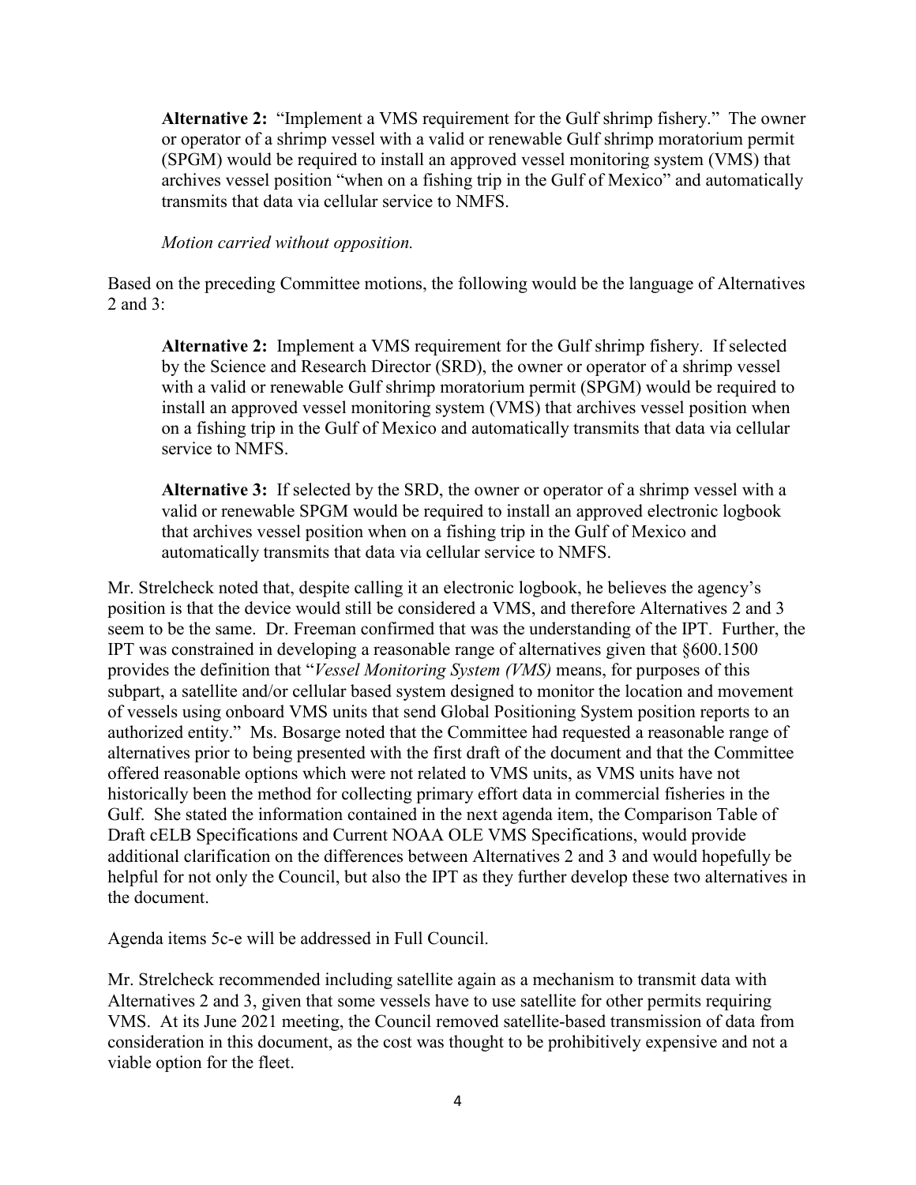**Alternative 2:** "Implement a VMS requirement for the Gulf shrimp fishery." The owner or operator of a shrimp vessel with a valid or renewable Gulf shrimp moratorium permit (SPGM) would be required to install an approved vessel monitoring system (VMS) that archives vessel position "when on a fishing trip in the Gulf of Mexico" and automatically transmits that data via cellular service to NMFS.

*Motion carried without opposition.*

Based on the preceding Committee motions, the following would be the language of Alternatives 2 and 3:

**Alternative 2:** Implement a VMS requirement for the Gulf shrimp fishery. If selected by the Science and Research Director (SRD), the owner or operator of a shrimp vessel with a valid or renewable Gulf shrimp moratorium permit (SPGM) would be required to install an approved vessel monitoring system (VMS) that archives vessel position when on a fishing trip in the Gulf of Mexico and automatically transmits that data via cellular service to NMFS.

**Alternative 3:** If selected by the SRD, the owner or operator of a shrimp vessel with a valid or renewable SPGM would be required to install an approved electronic logbook that archives vessel position when on a fishing trip in the Gulf of Mexico and automatically transmits that data via cellular service to NMFS.

Mr. Strelcheck noted that, despite calling it an electronic logbook, he believes the agency's position is that the device would still be considered a VMS, and therefore Alternatives 2 and 3 seem to be the same. Dr. Freeman confirmed that was the understanding of the IPT. Further, the IPT was constrained in developing a reasonable range of alternatives given that §600.1500 provides the definition that "*Vessel Monitoring System (VMS)* means, for purposes of this subpart, a satellite and/or cellular based system designed to monitor the location and movement of vessels using onboard VMS units that send Global Positioning System position reports to an authorized entity." Ms. Bosarge noted that the Committee had requested a reasonable range of alternatives prior to being presented with the first draft of the document and that the Committee offered reasonable options which were not related to VMS units, as VMS units have not historically been the method for collecting primary effort data in commercial fisheries in the Gulf. She stated the information contained in the next agenda item, the Comparison Table of Draft cELB Specifications and Current NOAA OLE VMS Specifications, would provide additional clarification on the differences between Alternatives 2 and 3 and would hopefully be helpful for not only the Council, but also the IPT as they further develop these two alternatives in the document.

Agenda items 5c-e will be addressed in Full Council.

Mr. Strelcheck recommended including satellite again as a mechanism to transmit data with Alternatives 2 and 3, given that some vessels have to use satellite for other permits requiring VMS. At its June 2021 meeting, the Council removed satellite-based transmission of data from consideration in this document, as the cost was thought to be prohibitively expensive and not a viable option for the fleet.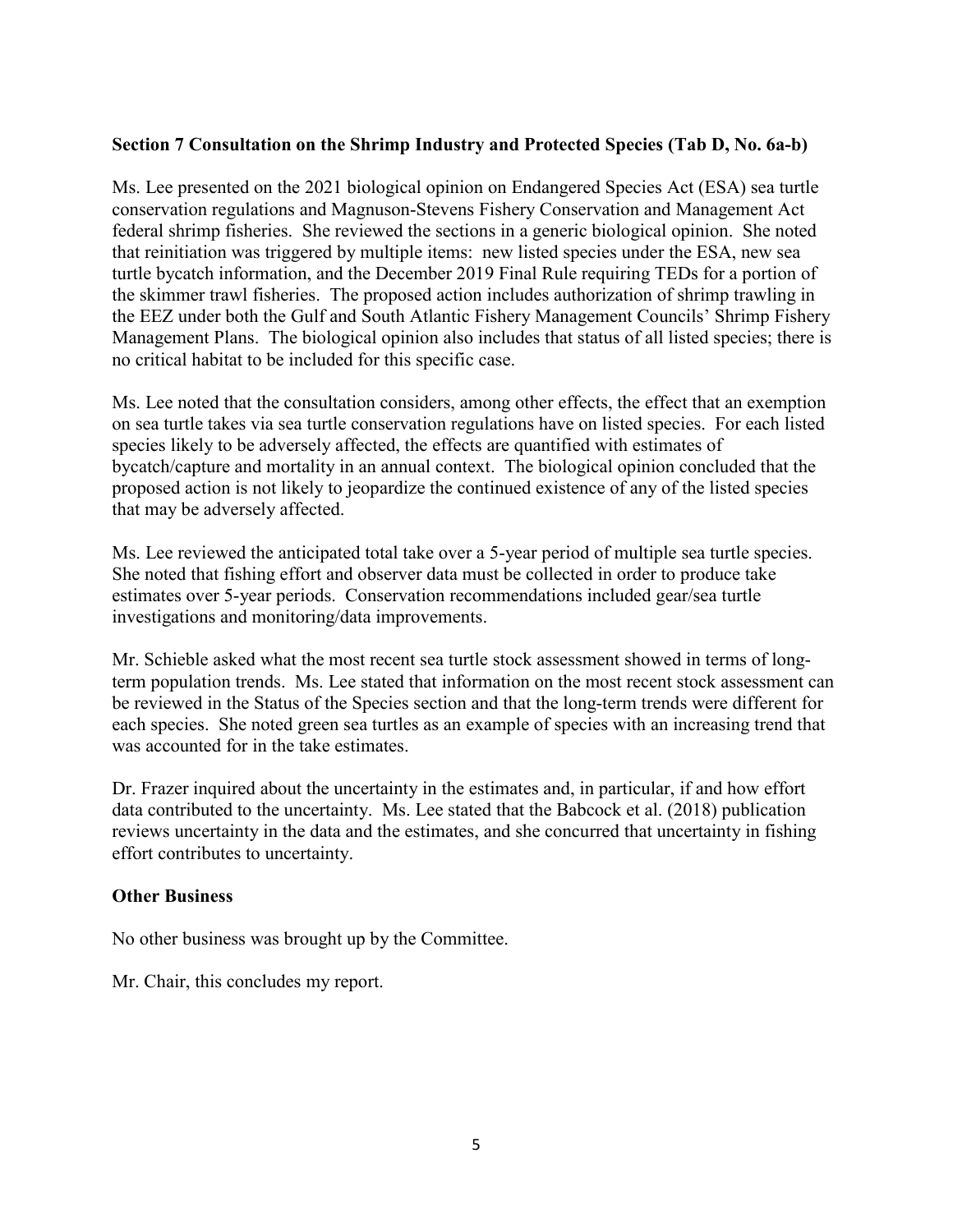**Section 7 Consultation on the Shrimp Industry and Protected Species (Tab D, No. 6a-b)**

Ms. Lee presented on the 2021 biological opinion on Endangered Species Act (ESA) sea turtle conservation regulations and Magnuson-Stevens Fishery Conservation and Management Act federal shrimp fisheries. She reviewed the sections in a generic biological opinion. She noted that reinitiation was triggered by multiple items: new listed species under the ESA, new sea turtle bycatch information, and the December 2019 Final Rule requiring TEDs for a portion of the skimmer trawl fisheries. The proposed action includes authorization of shrimp trawling in the EEZ under both the Gulf and South Atlantic Fishery Management Councils' Shrimp Fishery Management Plans. The biological opinion also includes that status of all listed species; there is no critical habitat to be included for this specific case.

Ms. Lee noted that the consultation considers, among other effects, the effect that an exemption on sea turtle takes via sea turtle conservation regulations have on listed species. For each listed species likely to be adversely affected, the effects are quantified with estimates of bycatch/capture and mortality in an annual context. The biological opinion concluded that the proposed action is not likely to jeopardize the continued existence of any of the listed species that may be adversely affected.

Ms. Lee reviewed the anticipated total take over a 5-year period of multiple sea turtle species. She noted that fishing effort and observer data must be collected in order to produce take estimates over 5-year periods. Conservation recommendations included gear/sea turtle investigations and monitoring/data improvements.

Mr. Schieble asked what the most recent sea turtle stock assessment showed in terms of long-term population trends. Ms. Lee stated that information on the most recent stock assessment can be reviewed in the Status of the Species section and that the long-term trends were different for each species. She noted green sea turtles as an example of species with an increasing trend that was accounted for in the take estimates.

Dr. Frazer inquired about the uncertainty in the estimates and, in particular, if and how effort data contributed to the uncertainty. Ms. Lee stated that the Babcock et al. (2018) publication reviews uncertainty in the data and the estimates, and she concurred that uncertainty in fishing effort contributes to uncertainty.

**Other Business**

No other business was brought up by the Committee.

Mr. Chair, this concludes my report.